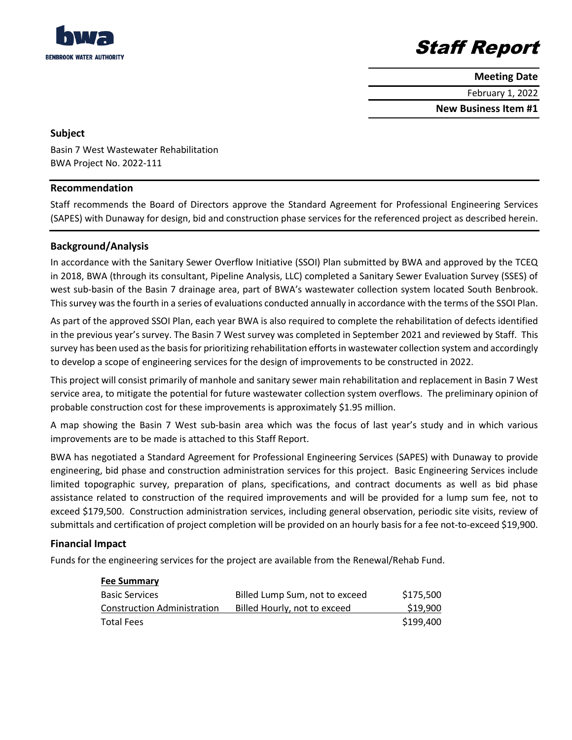**bwa**
BENBROOK WATER AUTHORITY

# Staff Report

| Meeting Date |
| --- |
| February 1, 2022 |
| **New Business Item #1** |

## Subject

Basin 7 West Wastewater Rehabilitation
BWA Project No. 2022-111

## Recommendation

Staff recommends the Board of Directors approve the Standard Agreement for Professional Engineering Services (SAPES) with Dunaway for design, bid and construction phase services for the referenced project as described herein.

## Background/Analysis

In accordance with the Sanitary Sewer Overflow Initiative (SSOI) Plan submitted by BWA and approved by the TCEQ in 2018, BWA (through its consultant, Pipeline Analysis, LLC) completed a Sanitary Sewer Evaluation Survey (SSES) of west sub-basin of the Basin 7 drainage area, part of BWA's wastewater collection system located South Benbrook. This survey was the fourth in a series of evaluations conducted annually in accordance with the terms of the SSOI Plan.

As part of the approved SSOI Plan, each year BWA is also required to complete the rehabilitation of defects identified in the previous year's survey. The Basin 7 West survey was completed in September 2021 and reviewed by Staff. This survey has been used as the basis for prioritizing rehabilitation efforts in wastewater collection system and accordingly to develop a scope of engineering services for the design of improvements to be constructed in 2022.

This project will consist primarily of manhole and sanitary sewer main rehabilitation and replacement in Basin 7 West service area, to mitigate the potential for future wastewater collection system overflows. The preliminary opinion of probable construction cost for these improvements is approximately $1.95 million.

A map showing the Basin 7 West sub-basin area which was the focus of last year's study and in which various improvements are to be made is attached to this Staff Report.

BWA has negotiated a Standard Agreement for Professional Engineering Services (SAPES) with Dunaway to provide engineering, bid phase and construction administration services for this project. Basic Engineering Services include limited topographic survey, preparation of plans, specifications, and contract documents as well as bid phase assistance related to construction of the required improvements and will be provided for a lump sum fee, not to exceed $179,500. Construction administration services, including general observation, periodic site visits, review of submittals and certification of project completion will be provided on an hourly basis for a fee not-to-exceed $19,900.

## Financial Impact

Funds for the engineering services for the project are available from the Renewal/Rehab Fund.

| **Fee Summary** | | |
| --- | --- | --- |
| Basic Services | Billed Lump Sum, not to exceed | $175,500 |
| Construction Administration | Billed Hourly, not to exceed | $19,900 |
| Total Fees | | $199,400 |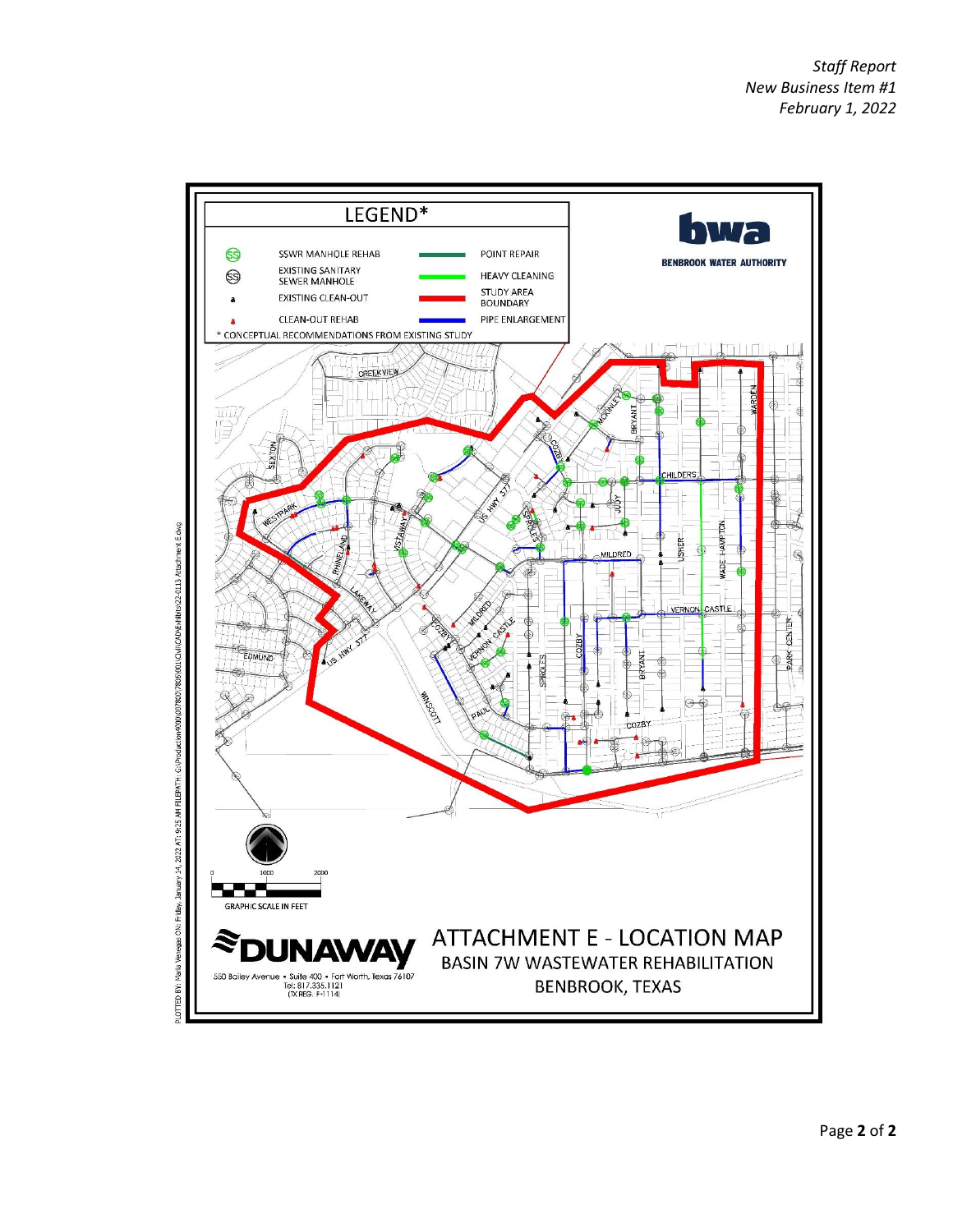# ATTACHMENT E - LOCATION MAP

BASIN 7W WASTEWATER REHABILITATION

BENBROOK, TEXAS

LEGEND*

SSWR MANHOLE REHAB

EXISTING SANITARY SEWER MANHOLE

EXISTING CLEAN-OUT

CLEAN-OUT REHAB

POINT REPAIR

HEAVY CLEANING

STUDY AREA BOUNDARY

PIPE ENLARGEMENT

* CONCEPTUAL RECOMMENDATIONS FROM EXISTING STUDY

bwa

BENBROOK WATER AUTHORITY

CREEKVIEW

SEXTON

WESTPARK

RHINELAND

VISTAWAY

LAKEWAY

US HWY 377

EDMUND

MCKINLEY

BRYANT

WARDEN

COZBY

CHILDERS

JUDY

SPROLES

USHER

WADE HAMPTON

MILDRED

VERNON CASTLE

PARK CENTER

WINSCOTT

PAUL

0 1000 2000

GRAPHIC SCALE IN FEET

DUNAWAY

550 Bailey Avenue • Suite 400 • Fort Worth, Texas 76107

Tel: 817.335.1121

(TX REG. F-1114)

PLOTTED BY: Maia Venegas ON: Friday, January 14, 2022 AT: 9:25 AM FILEPATH: G:\Production\000\007800\7805\001\Civil\CAD\Exhibits\22-0113 Attachment E.dwg